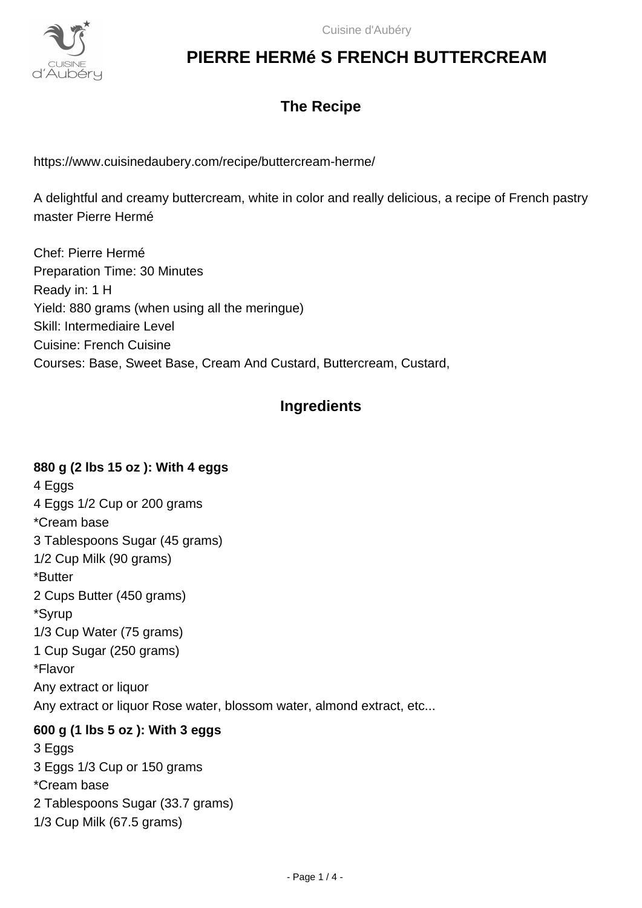# PIERRE HERMé S FRENCH BUTTERCREAM

## The Recipe

https://www.cuisinedaubery.com/recipe/buttercream-herme/

A delightful and creamy buttercream, white in color and really delicious, a recipe of French pastry master Pierre Hermé

Chef: Pierre Hermé
Preparation Time: 30 Minutes
Ready in: 1 H
Yield: 880 grams (when using all the meringue)
Skill: Intermediaire Level
Cuisine: French Cuisine
Courses: Base, Sweet Base, Cream And Custard, Buttercream, Custard,

## Ingredients

**880 g (2 lbs 15 oz ): With 4 eggs**
4 Eggs
4 Eggs 1/2 Cup or 200 grams
*Cream base
3 Tablespoons Sugar (45 grams)
1/2 Cup Milk (90 grams)
*Butter
2 Cups Butter (450 grams)
*Syrup
1/3 Cup Water (75 grams)
1 Cup Sugar (250 grams)
*Flavor
Any extract or liquor
Any extract or liquor Rose water, blossom water, almond extract, etc...

**600 g (1 lbs 5 oz ): With 3 eggs**
3 Eggs
3 Eggs 1/3 Cup or 150 grams
*Cream base
2 Tablespoons Sugar (33.7 grams)
1/3 Cup Milk (67.5 grams)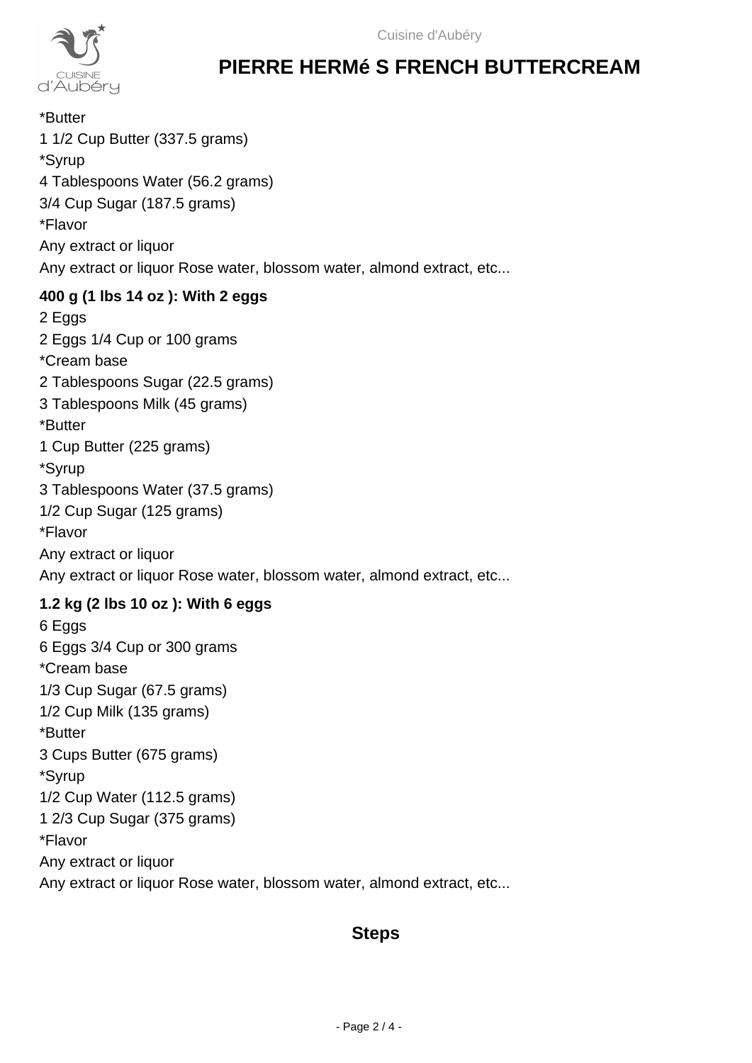# PIERRE HERMé S FRENCH BUTTERCREAM

*Butter

1 1/2 Cup Butter (337.5 grams)

*Syrup

4 Tablespoons Water (56.2 grams)

3/4 Cup Sugar (187.5 grams)

*Flavor

Any extract or liquor

Any extract or liquor Rose water, blossom water, almond extract, etc...

**400 g (1 lbs 14 oz ): With 2 eggs**

2 Eggs

2 Eggs 1/4 Cup or 100 grams

*Cream base

2 Tablespoons Sugar (22.5 grams)

3 Tablespoons Milk (45 grams)

*Butter

1 Cup Butter (225 grams)

*Syrup

3 Tablespoons Water (37.5 grams)

1/2 Cup Sugar (125 grams)

*Flavor

Any extract or liquor

Any extract or liquor Rose water, blossom water, almond extract, etc...

**1.2 kg (2 lbs 10 oz ): With 6 eggs**

6 Eggs

6 Eggs 3/4 Cup or 300 grams

*Cream base

1/3 Cup Sugar (67.5 grams)

1/2 Cup Milk (135 grams)

*Butter

3 Cups Butter (675 grams)

*Syrup

1/2 Cup Water (112.5 grams)

1 2/3 Cup Sugar (375 grams)

*Flavor

Any extract or liquor

Any extract or liquor Rose water, blossom water, almond extract, etc...

## Steps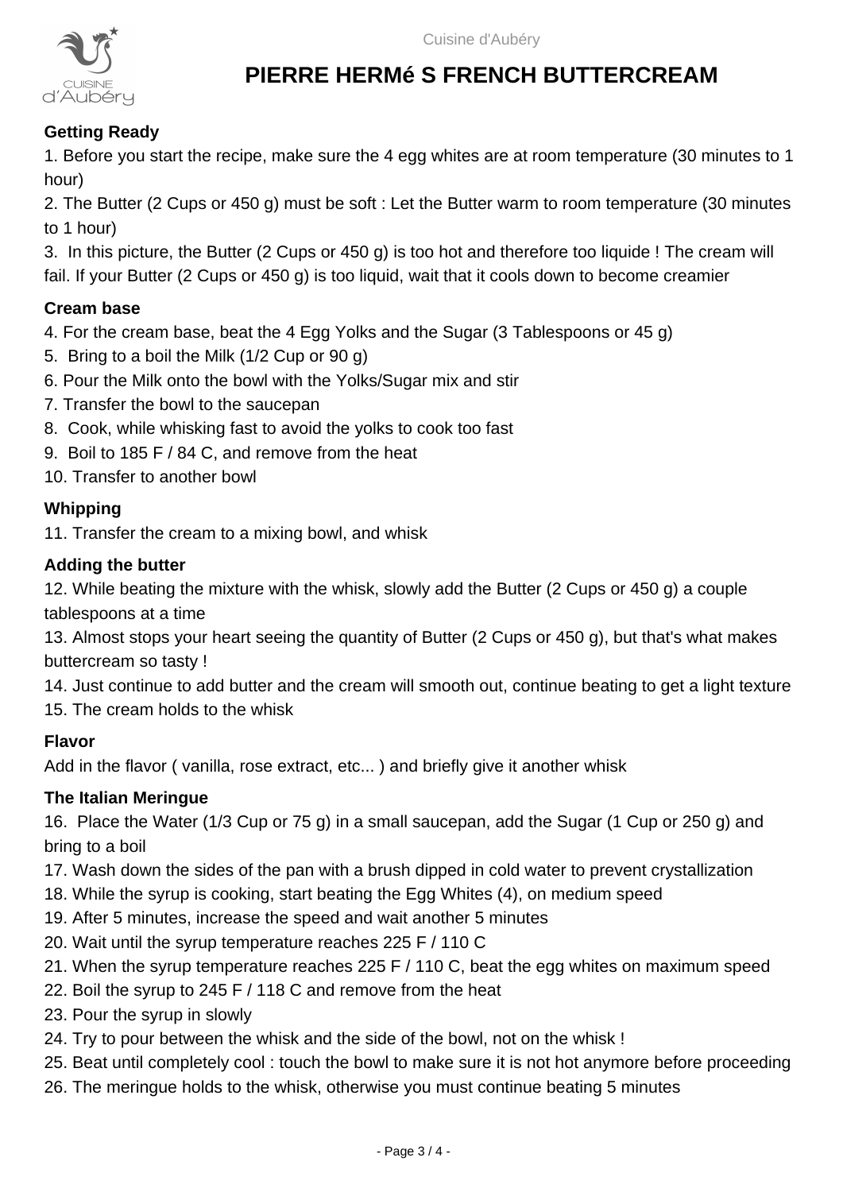# PIERRE HERMé S FRENCH BUTTERCREAM

### Getting Ready

1. Before you start the recipe, make sure the 4 egg whites are at room temperature (30 minutes to 1 hour)
2. The Butter (2 Cups or 450 g) must be soft : Let the Butter warm to room temperature (30 minutes to 1 hour)
3. In this picture, the Butter (2 Cups or 450 g) is too hot and therefore too liquide ! The cream will fail. If your Butter (2 Cups or 450 g) is too liquid, wait that it cools down to become creamier

### Cream base

4. For the cream base, beat the 4 Egg Yolks and the Sugar (3 Tablespoons or 45 g)
5. Bring to a boil the Milk (1/2 Cup or 90 g)
6. Pour the Milk onto the bowl with the Yolks/Sugar mix and stir
7. Transfer the bowl to the saucepan
8. Cook, while whisking fast to avoid the yolks to cook too fast
9. Boil to 185 F / 84 C, and remove from the heat
10. Transfer to another bowl

### Whipping

11. Transfer the cream to a mixing bowl, and whisk

### Adding the butter

12. While beating the mixture with the whisk, slowly add the Butter (2 Cups or 450 g) a couple tablespoons at a time
13. Almost stops your heart seeing the quantity of Butter (2 Cups or 450 g), but that's what makes buttercream so tasty !
14. Just continue to add butter and the cream will smooth out, continue beating to get a light texture
15. The cream holds to the whisk

### Flavor

Add in the flavor ( vanilla, rose extract, etc... ) and briefly give it another whisk

### The Italian Meringue

16. Place the Water (1/3 Cup or 75 g) in a small saucepan, add the Sugar (1 Cup or 250 g) and bring to a boil
17. Wash down the sides of the pan with a brush dipped in cold water to prevent crystallization
18. While the syrup is cooking, start beating the Egg Whites (4), on medium speed
19. After 5 minutes, increase the speed and wait another 5 minutes
20. Wait until the syrup temperature reaches 225 F / 110 C
21. When the syrup temperature reaches 225 F / 110 C, beat the egg whites on maximum speed
22. Boil the syrup to 245 F / 118 C and remove from the heat
23. Pour the syrup in slowly
24. Try to pour between the whisk and the side of the bowl, not on the whisk !
25. Beat until completely cool : touch the bowl to make sure it is not hot anymore before proceeding
26. The meringue holds to the whisk, otherwise you must continue beating 5 minutes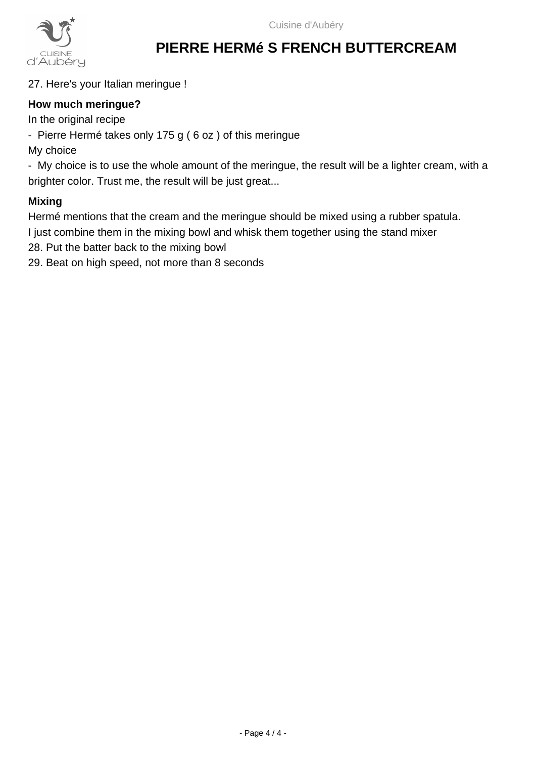27. Here's your Italian meringue !

**How much meringue?**

In the original recipe

- Pierre Hermé takes only 175 g ( 6 oz ) of this meringue

My choice

- My choice is to use the whole amount of the meringue, the result will be a lighter cream, with a brighter color. Trust me, the result will be just great...

**Mixing**

Hermé mentions that the cream and the meringue should be mixed using a rubber spatula.

I just combine them in the mixing bowl and whisk them together using the stand mixer

28. Put the batter back to the mixing bowl

29. Beat on high speed, not more than 8 seconds